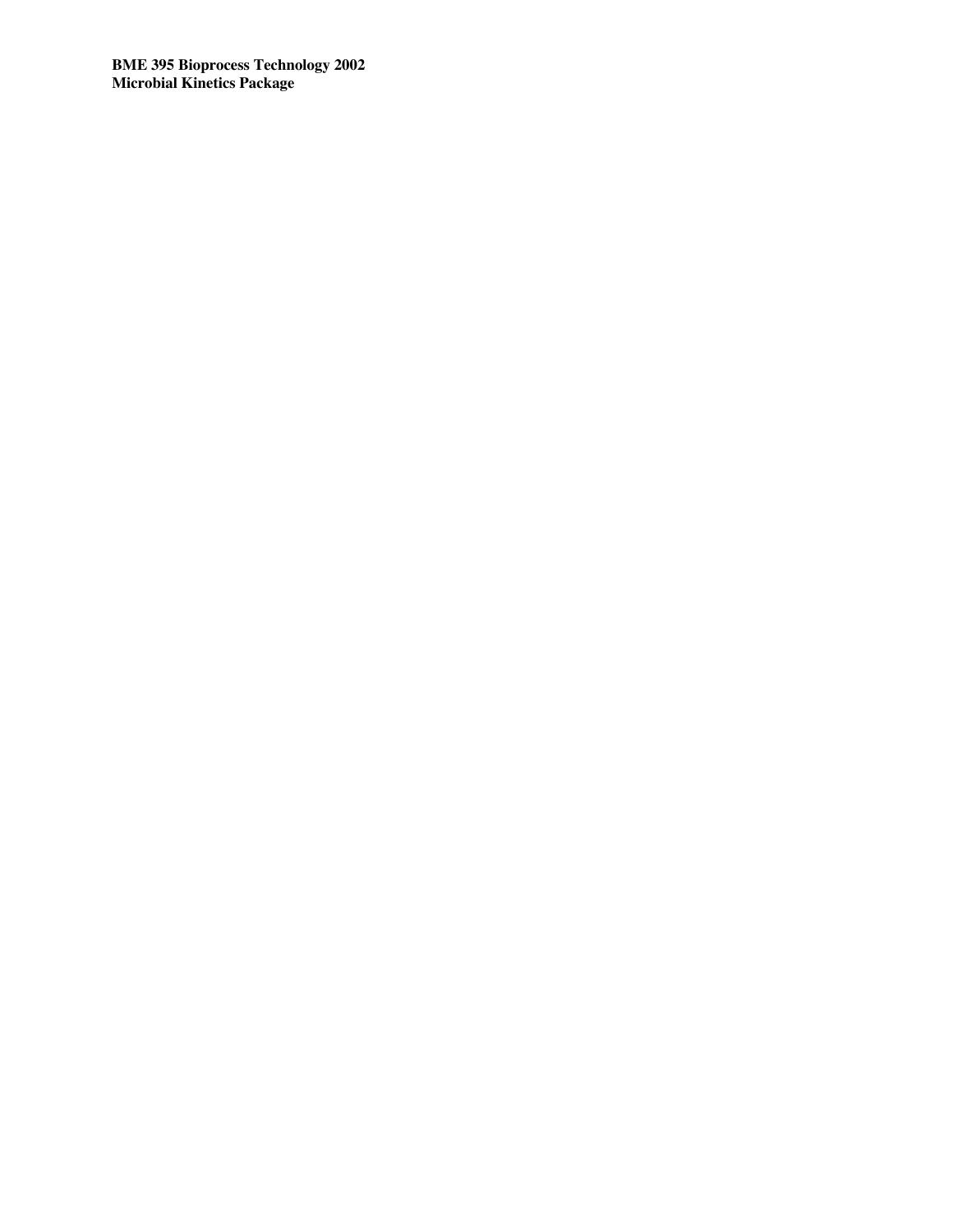**BME 395 Bioprocess Technology 2002**
**Microbial Kinetics Package**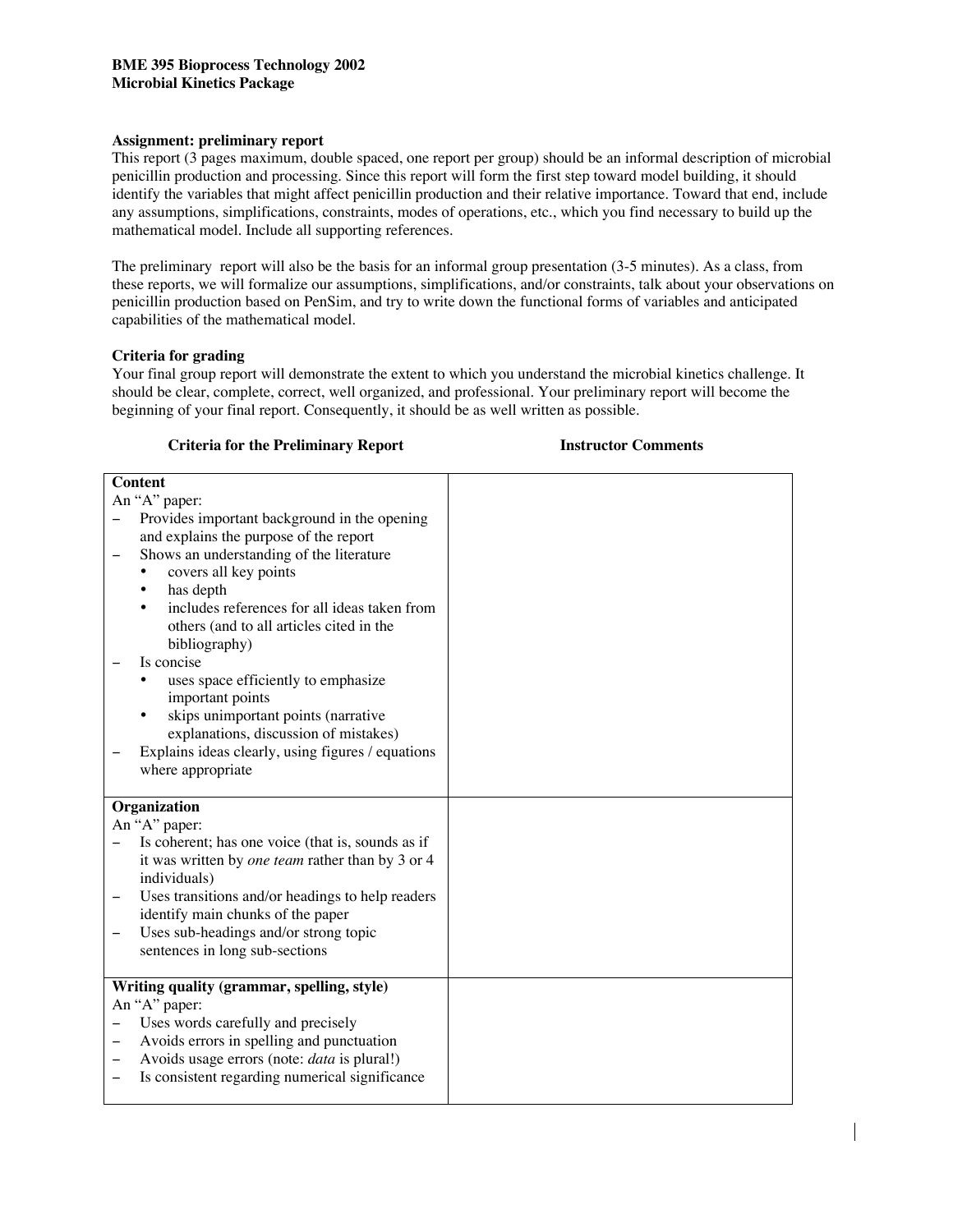**BME 395 Bioprocess Technology 2002**
**Microbial Kinetics Package**

**Assignment: preliminary report**

This report (3 pages maximum, double spaced, one report per group) should be an informal description of microbial penicillin production and processing. Since this report will form the first step toward model building, it should identify the variables that might affect penicillin production and their relative importance. Toward that end, include any assumptions, simplifications, constraints, modes of operations, etc., which you find necessary to build up the mathematical model. Include all supporting references.

The preliminary report will also be the basis for an informal group presentation (3-5 minutes). As a class, from these reports, we will formalize our assumptions, simplifications, and/or constraints, talk about your observations on penicillin production based on PenSim, and try to write down the functional forms of variables and anticipated capabilities of the mathematical model.

**Criteria for grading**

Your final group report will demonstrate the extent to which you understand the microbial kinetics challenge. It should be clear, complete, correct, well organized, and professional. Your preliminary report will become the beginning of your final report. Consequently, it should be as well written as possible.

| Criteria for the Preliminary Report | Instructor Comments |
|---|---|
| **Content**<br>An "A" paper:<br>– Provides important background in the opening and explains the purpose of the report<br>– Shows an understanding of the literature<br>• covers all key points<br>• has depth<br>• includes references for all ideas taken from others (and to all articles cited in the bibliography)<br>– Is concise<br>• uses space efficiently to emphasize important points<br>• skips unimportant points (narrative explanations, discussion of mistakes)<br>– Explains ideas clearly, using figures / equations where appropriate | |
| **Organization**<br>An "A" paper:<br>– Is coherent; has one voice (that is, sounds as if it was written by *one team* rather than by 3 or 4 individuals)<br>– Uses transitions and/or headings to help readers identify main chunks of the paper<br>– Uses sub-headings and/or strong topic sentences in long sub-sections | |
| **Writing quality (grammar, spelling, style)**<br>An "A" paper:<br>– Uses words carefully and precisely<br>– Avoids errors in spelling and punctuation<br>– Avoids usage errors (note: *data* is plural!)<br>– Is consistent regarding numerical significance | |